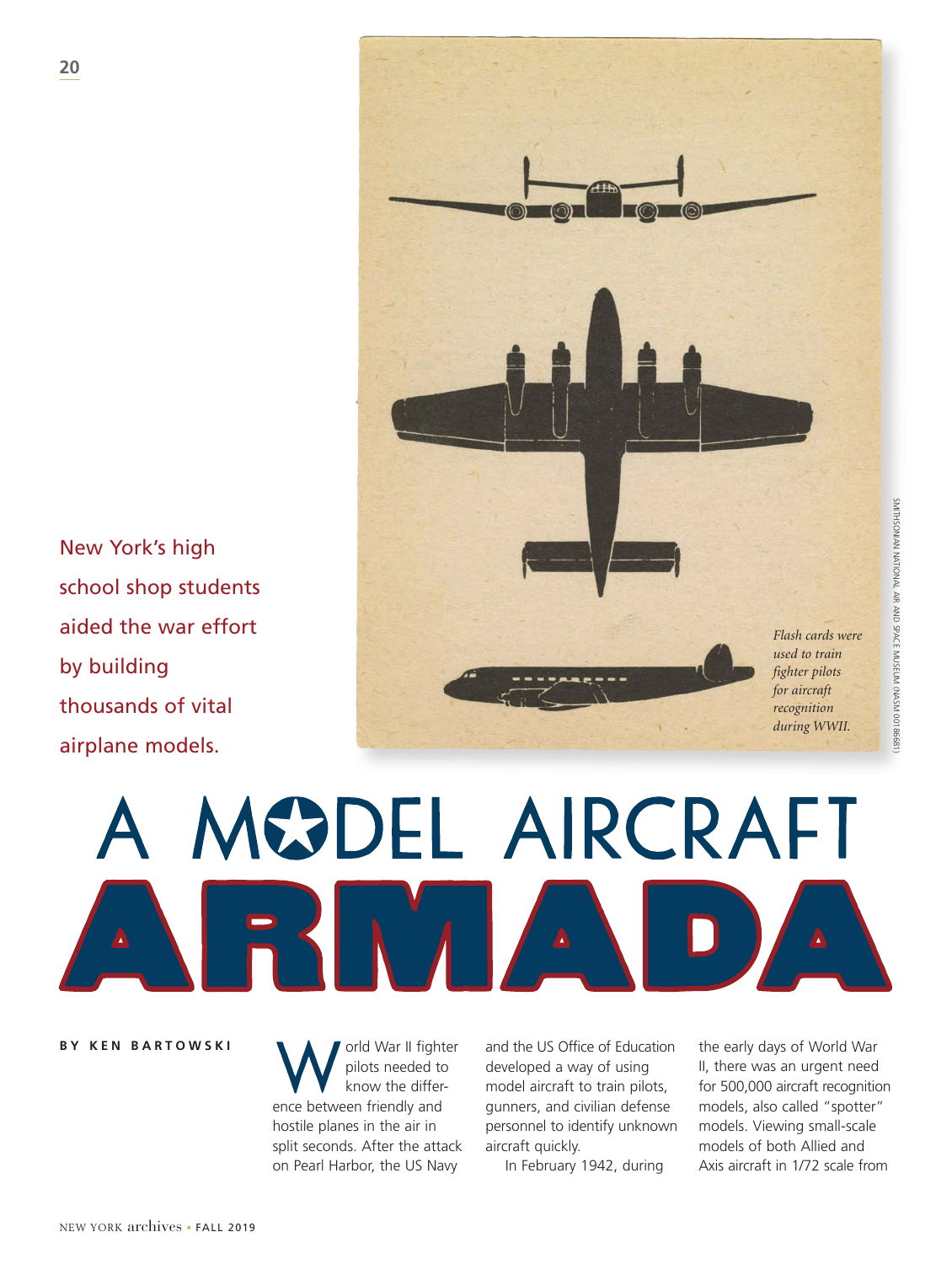# A MODEL AIRCRAFT ARMADA

New York's high school shop students aided the war effort by building thousands of vital airplane models.

*Flash cards were used to train fighter pilots for aircraft recognition during WWII.*

SMITHSONIAN NATIONAL AIR AND SPACE MUSEUM (NASM 00186681)

**BY KEN BARTOWSKI**

World War II fighter pilots needed to know the difference between friendly and hostile planes in the air in split seconds. After the attack on Pearl Harbor, the US Navy and the US Office of Education developed a way of using model aircraft to train pilots, gunners, and civilian defense personnel to identify unknown aircraft quickly.

In February 1942, during the early days of World War II, there was an urgent need for 500,000 aircraft recognition models, also called "spotter" models. Viewing small-scale models of both Allied and Axis aircraft in 1/72 scale from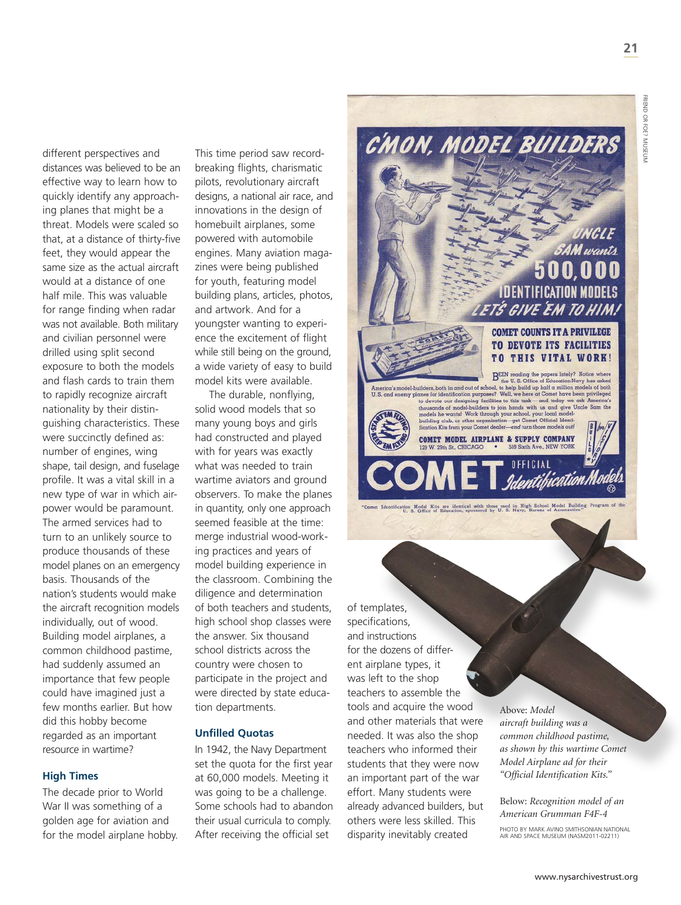different perspectives and distances was believed to be an effective way to learn how to quickly identify any approaching planes that might be a threat. Models were scaled so that, at a distance of thirty-five feet, they would appear the same size as the actual aircraft would at a distance of one half mile. This was valuable for range finding when radar was not available. Both military and civilian personnel were drilled using split second exposure to both the models and flash cards to train them to rapidly recognize aircraft nationality by their distinguishing characteristics. These were succinctly defined as: number of engines, wing shape, tail design, and fuselage profile. It was a vital skill in a new type of war in which airpower would be paramount. The armed services had to turn to an unlikely source to produce thousands of these model planes on an emergency basis. Thousands of the nation's students would make the aircraft recognition models individually, out of wood. Building model airplanes, a common childhood pastime, had suddenly assumed an importance that few people could have imagined just a few months earlier. But how did this hobby become regarded as an important resource in wartime?

### High Times

The decade prior to World War II was something of a golden age for aviation and for the model airplane hobby. This time period saw record-breaking flights, charismatic pilots, revolutionary aircraft designs, a national air race, and innovations in the design of homebuilt airplanes, some powered with automobile engines. Many aviation magazines were being published for youth, featuring model building plans, articles, photos, and artwork. And for a youngster wanting to experience the excitement of flight while still being on the ground, a wide variety of easy to build model kits were available.

The durable, nonflying, solid wood models that so many young boys and girls had constructed and played with for years was exactly what was needed to train wartime aviators and ground observers. To make the planes in quantity, only one approach seemed feasible at the time: merge industrial wood-working practices and years of model building experience in the classroom. Combining the diligence and determination of both teachers and students, high school shop classes were the answer. Six thousand school districts across the country were chosen to participate in the project and were directed by state education departments.

### Unfilled Quotas

In 1942, the Navy Department set the quota for the first year at 60,000 models. Meeting it was going to be a challenge. Some schools had to abandon their usual curricula to comply. After receiving the official set of templates, specifications, and instructions for the dozens of different airplane types, it was left to the shop teachers to assemble the tools and acquire the wood and other materials that were needed. It was also the shop teachers who informed their students that they were now an important part of the war effort. Many students were already advanced builders, but others were less skilled. This disparity inevitably created

Above: *Model aircraft building was a common childhood pastime, as shown by this wartime Comet Model Airplane ad for their "Official Identification Kits."*

Below: *Recognition model of an American Grumman F4F-4*

PHOTO BY MARK AVINO SMITHSONIAN NATIONAL AIR AND SPACE MUSEUM (NASM2011-02211)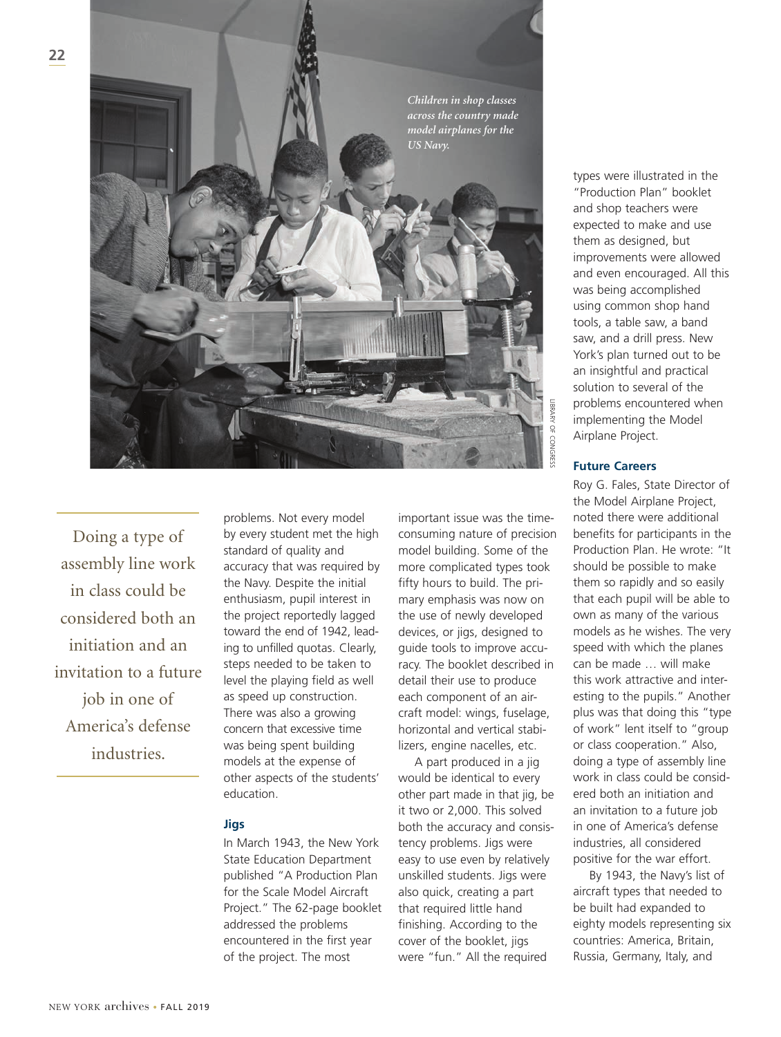*Children in shop classes across the country made model airplanes for the US Navy.*

LIBRARY OF CONGRESS

> Doing a type of assembly line work in class could be considered both an initiation and an invitation to a future job in one of America's defense industries.

problems. Not every model by every student met the high standard of quality and accuracy that was required by the Navy. Despite the initial enthusiasm, pupil interest in the project reportedly lagged toward the end of 1942, leading to unfilled quotas. Clearly, steps needed to be taken to level the playing field as well as speed up construction. There was also a growing concern that excessive time was being spent building models at the expense of other aspects of the students' education.

### Jigs

In March 1943, the New York State Education Department published "A Production Plan for the Scale Model Aircraft Project." The 62-page booklet addressed the problems encountered in the first year of the project. The most important issue was the time-consuming nature of precision model building. Some of the more complicated types took fifty hours to build. The primary emphasis was now on the use of newly developed devices, or jigs, designed to guide tools to improve accuracy. The booklet described in detail their use to produce each component of an aircraft model: wings, fuselage, horizontal and vertical stabilizers, engine nacelles, etc.

A part produced in a jig would be identical to every other part made in that jig, be it two or 2,000. This solved both the accuracy and consistency problems. Jigs were easy to use even by relatively unskilled students. Jigs were also quick, creating a part that required little hand finishing. According to the cover of the booklet, jigs were "fun." All the required types were illustrated in the "Production Plan" booklet and shop teachers were expected to make and use them as designed, but improvements were allowed and even encouraged. All this was being accomplished using common shop hand tools, a table saw, a band saw, and a drill press. New York's plan turned out to be an insightful and practical solution to several of the problems encountered when implementing the Model Airplane Project.

### Future Careers

Roy G. Fales, State Director of the Model Airplane Project, noted there were additional benefits for participants in the Production Plan. He wrote: "It should be possible to make them so rapidly and so easily that each pupil will be able to own as many of the various models as he wishes. The very speed with which the planes can be made … will make this work attractive and interesting to the pupils." Another plus was that doing this "type of work" lent itself to "group or class cooperation." Also, doing a type of assembly line work in class could be considered both an initiation and an invitation to a future job in one of America's defense industries, all considered positive for the war effort.

By 1943, the Navy's list of aircraft types that needed to be built had expanded to eighty models representing six countries: America, Britain, Russia, Germany, Italy, and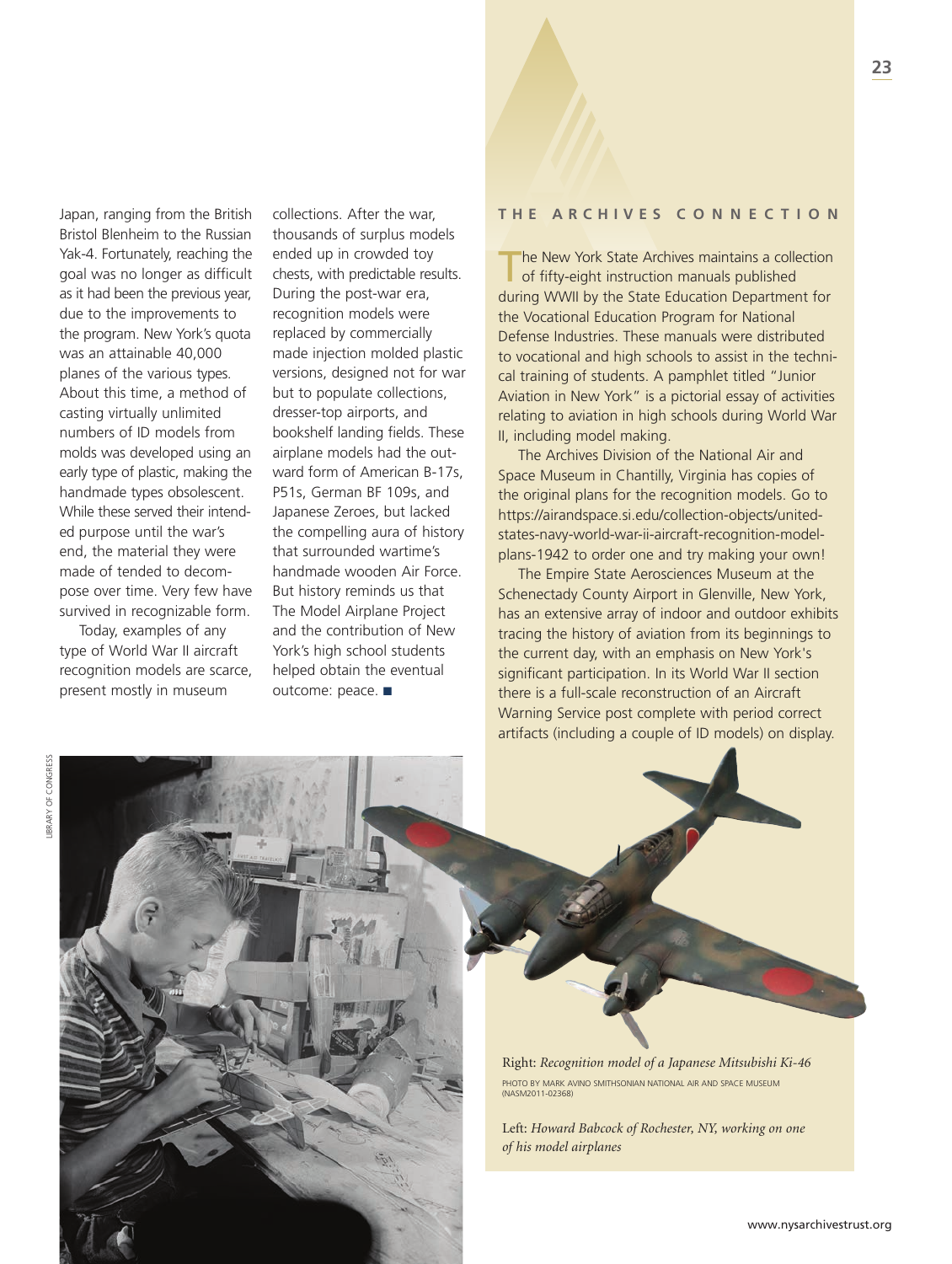Japan, ranging from the British Bristol Blenheim to the Russian Yak-4. Fortunately, reaching the goal was no longer as difficult as it had been the previous year, due to the improvements to the program. New York's quota was an attainable 40,000 planes of the various types. About this time, a method of casting virtually unlimited numbers of ID models from molds was developed using an early type of plastic, making the handmade types obsolescent. While these served their intended purpose until the war's end, the material they were made of tended to decompose over time. Very few have survived in recognizable form.

Today, examples of any type of World War II aircraft recognition models are scarce, present mostly in museum collections. After the war, thousands of surplus models ended up in crowded toy chests, with predictable results. During the post-war era, recognition models were replaced by commercially made injection molded plastic versions, designed not for war but to populate collections, dresser-top airports, and bookshelf landing fields. These airplane models had the outward form of American B-17s, P51s, German BF 109s, and Japanese Zeroes, but lacked the compelling aura of history that surrounded wartime's handmade wooden Air Force. But history reminds us that The Model Airplane Project and the contribution of New York's high school students helped obtain the eventual outcome: peace. ■

## THE ARCHIVES CONNECTION

The New York State Archives maintains a collection of fifty-eight instruction manuals published during WWII by the State Education Department for the Vocational Education Program for National Defense Industries. These manuals were distributed to vocational and high schools to assist in the technical training of students. A pamphlet titled "Junior Aviation in New York" is a pictorial essay of activities relating to aviation in high schools during World War II, including model making.

The Archives Division of the National Air and Space Museum in Chantilly, Virginia has copies of the original plans for the recognition models. Go to https://airandspace.si.edu/collection-objects/united-states-navy-world-war-ii-aircraft-recognition-model-plans-1942 to order one and try making your own!

The Empire State Aerosciences Museum at the Schenectady County Airport in Glenville, New York, has an extensive array of indoor and outdoor exhibits tracing the history of aviation from its beginnings to the current day, with an emphasis on New York's significant participation. In its World War II section there is a full-scale reconstruction of an Aircraft Warning Service post complete with period correct artifacts (including a couple of ID models) on display.

LIBRARY OF CONGRESS

Right: *Recognition model of a Japanese Mitsubishi Ki-46*

PHOTO BY MARK AVINO SMITHSONIAN NATIONAL AIR AND SPACE MUSEUM (NASM2011-02368)

Left: *Howard Babcock of Rochester, NY, working on one of his model airplanes*